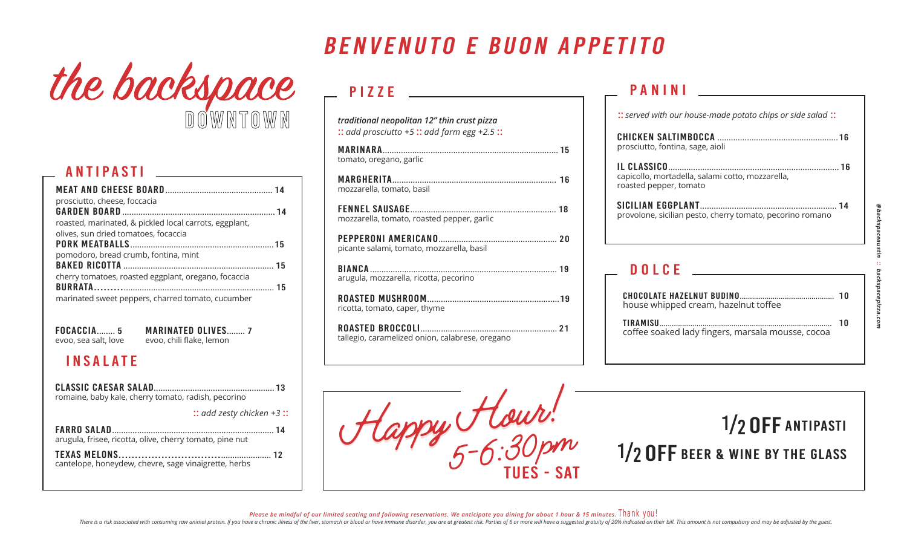# BENVENUTO E BUON APPETITO

# the backspace DOWNTOWN

## ANTIPASTI

**MEAT AND CHEESE BOARD** .............. 14
prosciutto, cheese, foccacia

**GARDEN BOARD** .............. 14
roasted, marinated, & pickled local carrots, eggplant, olives, sun dried tomatoes, focaccia

**PORK MEATBALLS** .............. 15
pomodoro, bread crumb, fontina, mint

**BAKED RICOTTA** .............. 15
cherry tomatoes, roasted eggplant, oregano, focaccia

**BURRATA** .............. 15
marinated sweet peppers, charred tomato, cucumber

**FOCACCIA** ........ 5
evoo, sea salt, love

**MARINATED OLIVES** ........ 7
evoo, chili flake, lemon

## INSALATE

**CLASSIC CAESAR SALAD** .............. 13
romaine, baby kale, cherry tomato, radish, pecorino

*:: add zesty chicken +3 ::*

**FARRO SALAD** .............. 14
arugula, frisee, ricotta, olive, cherry tomato, pine nut

**TEXAS MELONS** .............. 12
cantelope, honeydew, chevre, sage vinaigrette, herbs

## PIZZE

***traditional neopolitan 12" thin crust pizza***
*:: add prosciutto +5 :: add farm egg +2.5 ::*

**MARINARA** .............. 15
tomato, oregano, garlic

**MARGHERITA** .............. 16
mozzarella, tomato, basil

**FENNEL SAUSAGE** .............. 18
mozzarella, tomato, roasted pepper, garlic

**PEPPERONI AMERICANO** .............. 20
picante salami, tomato, mozzarella, basil

**BIANCA** .............. 19
arugula, mozzarella, ricotta, pecorino

**ROASTED MUSHROOM** .............. 19
ricotta, tomato, caper, thyme

**ROASTED BROCCOLI** .............. 21
tallegio, caramelized onion, calabrese, oregano

## PANINI

*:: served with our house-made potato chips or side salad ::*

**CHICKEN SALTIMBOCCA** .............. 16
prosciutto, fontina, sage, aioli

**IL CLASSICO** .............. 16
capicollo, mortadella, salami cotto, mozzarella, roasted pepper, tomato

**SICILIAN EGGPLANT** .............. 14
provolone, sicilian pesto, cherry tomato, pecorino romano

## DOLCE

**CHOCOLATE HAZELNUT BUDINO** .............. 10
house whipped cream, hazelnut toffee

**TIRAMISU** .............. 10
coffee soaked lady fingers, marsala mousse, cocoa

## Happy Hour!

5-6:30pm
TUES - SAT

**1/2 OFF ANTIPASTI**

**1/2 OFF BEER & WINE BY THE GLASS**

@backspaceaustin :: backspacepizza.com

*Please be mindful of our limited seating and following reservations. We anticipate you dining for about 1 hour & 15 minutes.* Thank you!

*There is a risk associated with consuming raw animal protein. If you have a chronic illness of the liver, stomach or blood or have immune disorder, you are at greatest risk. Parties of 6 or more will have a suggested gratuity of 20% indicated on their bill. This amount is not compulsory and may be adjusted by the guest.*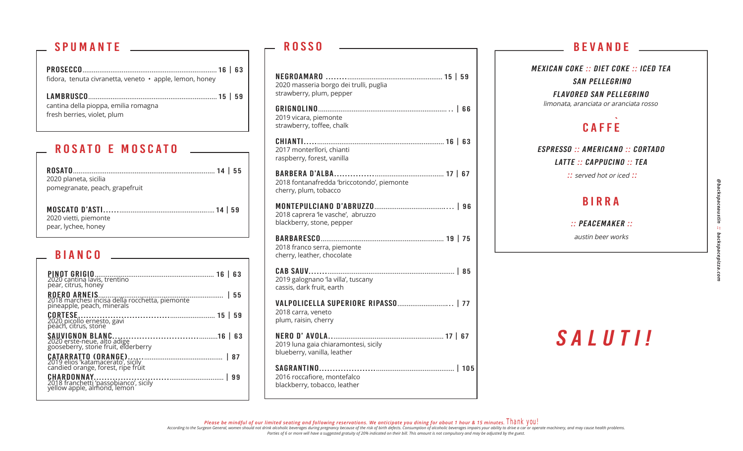## SPUMANTE

**PROSECCO** ........ 16 | 63
fidora, tenuta civranetta, veneto • apple, lemon, honey

**LAMBRUSCO** ........ 15 | 59
cantina della pioppa, emilia romagna
fresh berries, violet, plum

## ROSATO E MOSCATO

**ROSATO** ........ 14 | 55
2020 planeta, sicilia
pomegranate, peach, grapefruit

**MOSCATO D'ASTI** ........ 14 | 59
2020 vietti, piemonte
pear, lychee, honey

## BIANCO

**PINOT GRIGIO** ........ 16 | 63
2020 cantina lavis, trentino
pear, citrus, honey

**ROERO ARNEIS** ........ | 55
2018 marchesi incisa della rocchetta, piemonte
pineapple, peach, minerals

**CORTESE** ........ 15 | 59
2020 picollo ernesto, gavi
peach, citrus, stone

**SAUVIGNON BLANC** ........ 16 | 63
2020 erste-neue, alto adige
gooseberry, stone fruit, elderberry

**CATARRATTO (ORANGE)** ........ | 87
2019 elios 'katamacerato', sicily
candied orange, forest, ripe fruit

**CHARDONNAY** ........ | 99
2018 franchetti 'passobianco', sicily
yellow apple, almond, lemon

## ROSSO

**NEGROAMARO** ........ 15 | 59
2020 masseria borgo dei trulli, puglia
strawberry, plum, pepper

**GRIGNOLINO** ........ | 66
2019 vicara, piemonte
strawberry, toffee, chalk

**CHIANTI** ........ 16 | 63
2017 monterllori, chianti
raspberry, forest, vanilla

**BARBERA D'ALBA** ........ 17 | 67
2018 fontanafredda 'briccotondo', piemonte
cherry, plum, tobacco

**MONTEPULCIANO D'ABRUZZO** ........ | 96
2018 caprera 'le vasche', abruzzo
blackberry, stone, pepper

**BARBARESCO** ........ 19 | 75
2018 franco serra, piemonte
cherry, leather, chocolate

**CAB SAUV** ........ | 85
2019 galognano 'la villa', tuscany
cassis, dark fruit, earth

**VALPOLICELLA SUPERIORE RIPASSO** ........ | 77
2018 carra, veneto
plum, raisin, cherry

**NERO D' AVOLA** ........ 17 | 67
2019 luna gaia chiaramontesi, sicily
blueberry, vanilla, leather

**SAGRANTINO** ........ | 105
2016 roccafiore, montefalco
blackberry, tobacco, leather

## BEVANDE

*MEXICAN COKE :: DIET COKE :: ICED TEA*

*SAN PELLEGRINO*

*FLAVORED SAN PELLEGRINO*
*limonata, aranciata or aranciata rosso*

## CAFFÈ

*ESPRESSO :: AMERICANO :: CORTADO*

*LATTE :: CAPPUCINO :: TEA*

*:: served hot or iced ::*

## BIRRA

*:: PEACEMAKER ::*

*austin beer works*

# *SALUTI!*

@backspaceaustin :: backspacepizza.com

*Please be mindful of our limited seating and following reservations. We anticipate you dining for about 1 hour & 15 minutes.* Thank you!

*According to the Surgeon General, women should not drink alcoholic beverages during pregnancy because of the risk of birth defects. Consumption of alcoholic beverages impairs your ability to drive a car or operate machinery, and may cause health problems.*

*Parties of 6 or more will have a suggested gratuity of 20% indicated on their bill. This amount is not compulsory and may be adjusted by the guest.*